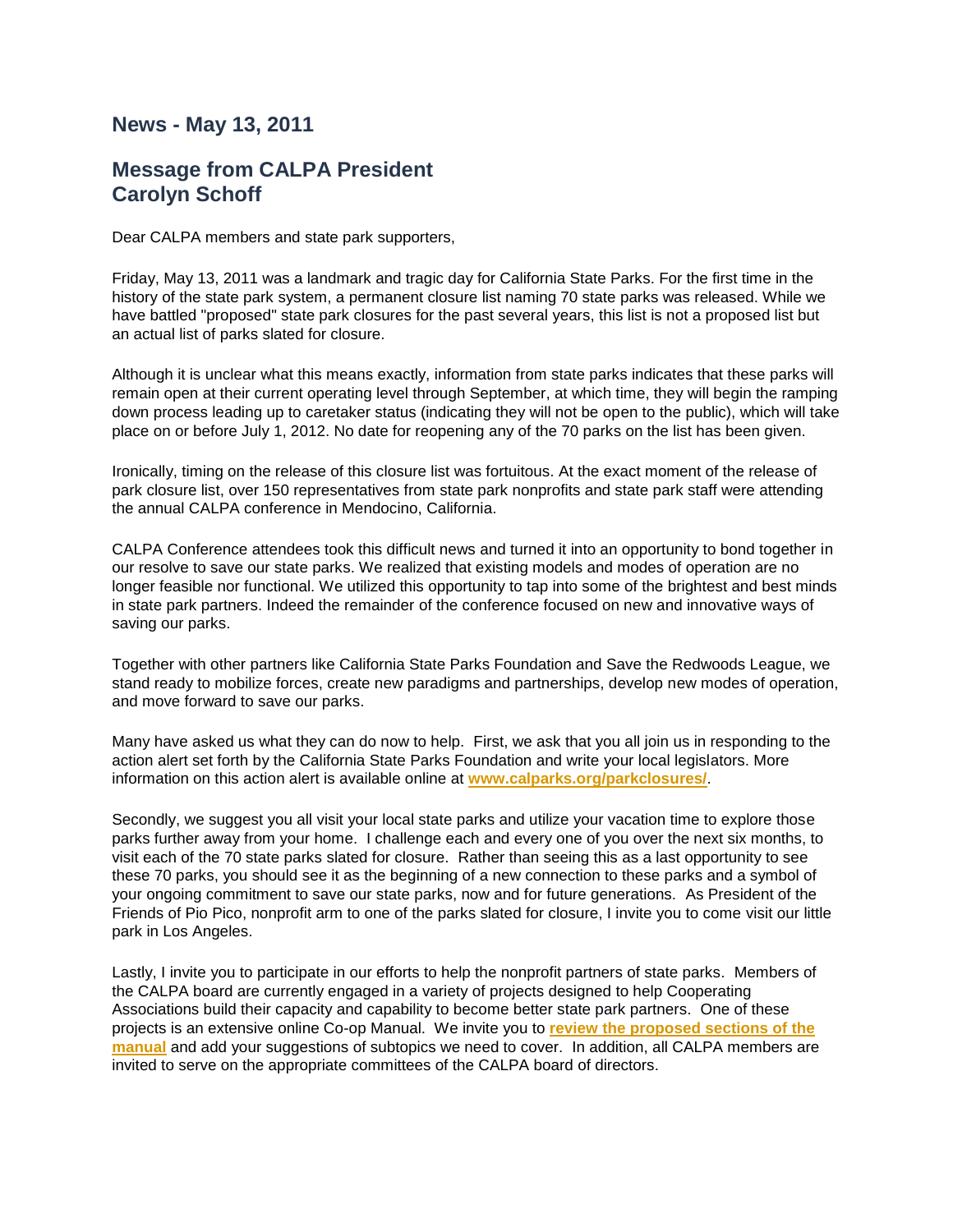## News - May 13, 2011

## Message from CALPA President Carolyn Schoff

Dear CALPA members and state park supporters,

Friday, May 13, 2011 was a landmark and tragic day for California State Parks. For the first time in the history of the state park system, a permanent closure list naming 70 state parks was released. While we have battled "proposed" state park closures for the past several years, this list is not a proposed list but an actual list of parks slated for closure.

Although it is unclear what this means exactly, information from state parks indicates that these parks will remain open at their current operating level through September, at which time, they will begin the ramping down process leading up to caretaker status (indicating they will not be open to the public), which will take place on or before July 1, 2012. No date for reopening any of the 70 parks on the list has been given.

Ironically, timing on the release of this closure list was fortuitous. At the exact moment of the release of park closure list, over 150 representatives from state park nonprofits and state park staff were attending the annual CALPA conference in Mendocino, California.

CALPA Conference attendees took this difficult news and turned it into an opportunity to bond together in our resolve to save our state parks. We realized that existing models and modes of operation are no longer feasible nor functional. We utilized this opportunity to tap into some of the brightest and best minds in state park partners. Indeed the remainder of the conference focused on new and innovative ways of saving our parks.

Together with other partners like California State Parks Foundation and Save the Redwoods League, we stand ready to mobilize forces, create new paradigms and partnerships, develop new modes of operation, and move forward to save our parks.

Many have asked us what they can do now to help. First, we ask that you all join us in responding to the action alert set forth by the California State Parks Foundation and write your local legislators. More information on this action alert is available online at **www.calparks.org/parkclosures/**.

Secondly, we suggest you all visit your local state parks and utilize your vacation time to explore those parks further away from your home. I challenge each and every one of you over the next six months, to visit each of the 70 state parks slated for closure. Rather than seeing this as a last opportunity to see these 70 parks, you should see it as the beginning of a new connection to these parks and a symbol of your ongoing commitment to save our state parks, now and for future generations. As President of the Friends of Pio Pico, nonprofit arm to one of the parks slated for closure, I invite you to come visit our little park in Los Angeles.

Lastly, I invite you to participate in our efforts to help the nonprofit partners of state parks. Members of the CALPA board are currently engaged in a variety of projects designed to help Cooperating Associations build their capacity and capability to become better state park partners. One of these projects is an extensive online Co-op Manual. We invite you to **review the proposed sections of the manual** and add your suggestions of subtopics we need to cover. In addition, all CALPA members are invited to serve on the appropriate committees of the CALPA board of directors.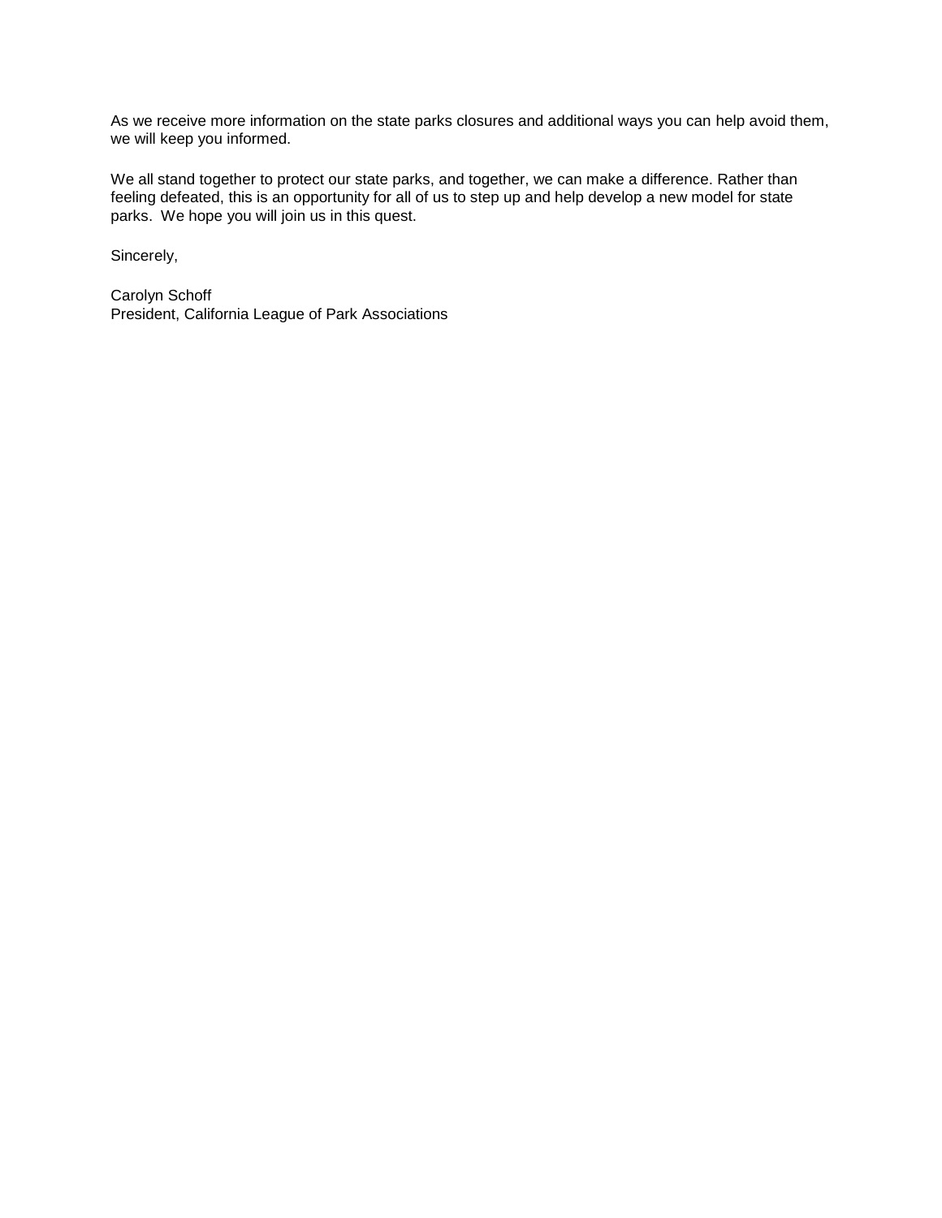As we receive more information on the state parks closures and additional ways you can help avoid them, we will keep you informed.

We all stand together to protect our state parks, and together, we can make a difference. Rather than feeling defeated, this is an opportunity for all of us to step up and help develop a new model for state parks. We hope you will join us in this quest.

Sincerely,

Carolyn Schoff
President, California League of Park Associations